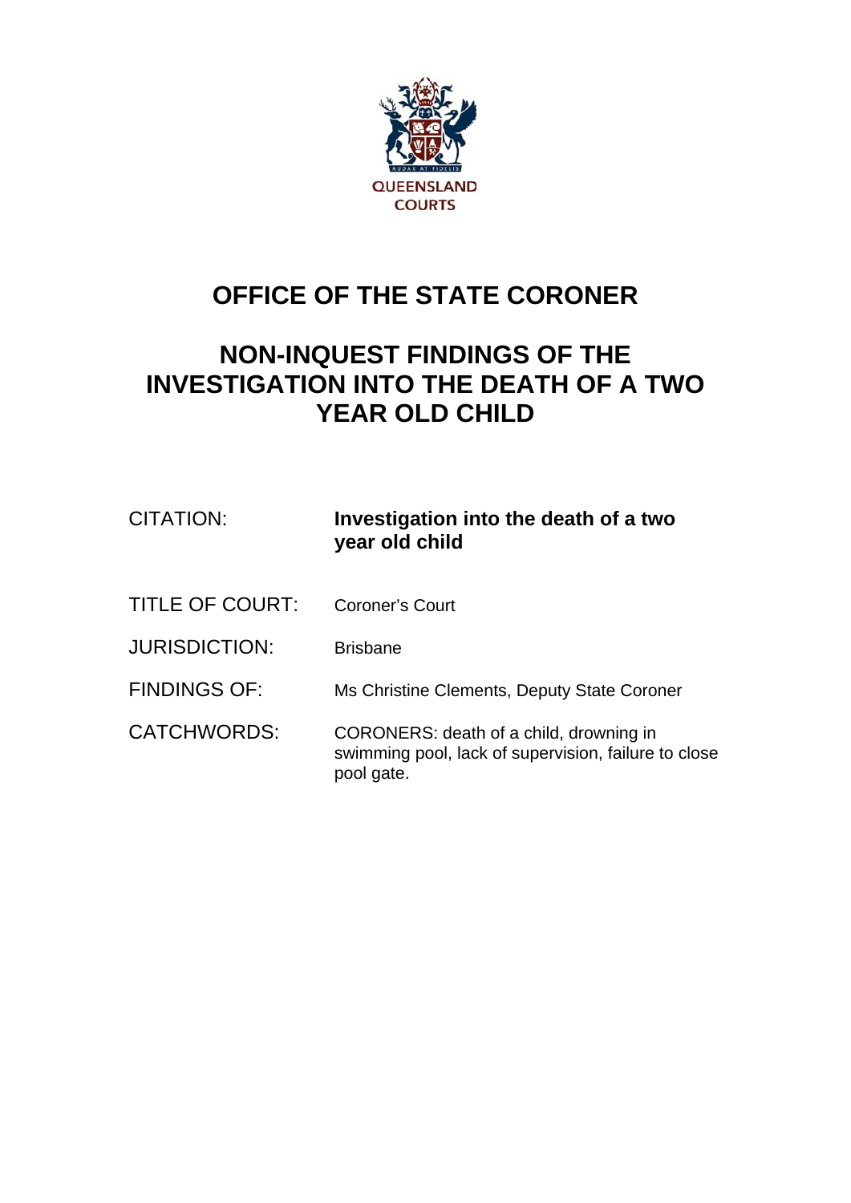QUEENSLAND COURTS

# OFFICE OF THE STATE CORONER

# NON-INQUEST FINDINGS OF THE INVESTIGATION INTO THE DEATH OF A TWO YEAR OLD CHILD

| | |
|---|---|
| CITATION: | **Investigation into the death of a two year old child** |
| TITLE OF COURT: | Coroner's Court |
| JURISDICTION: | Brisbane |
| FINDINGS OF: | Ms Christine Clements, Deputy State Coroner |
| CATCHWORDS: | CORONERS: death of a child, drowning in swimming pool, lack of supervision, failure to close pool gate. |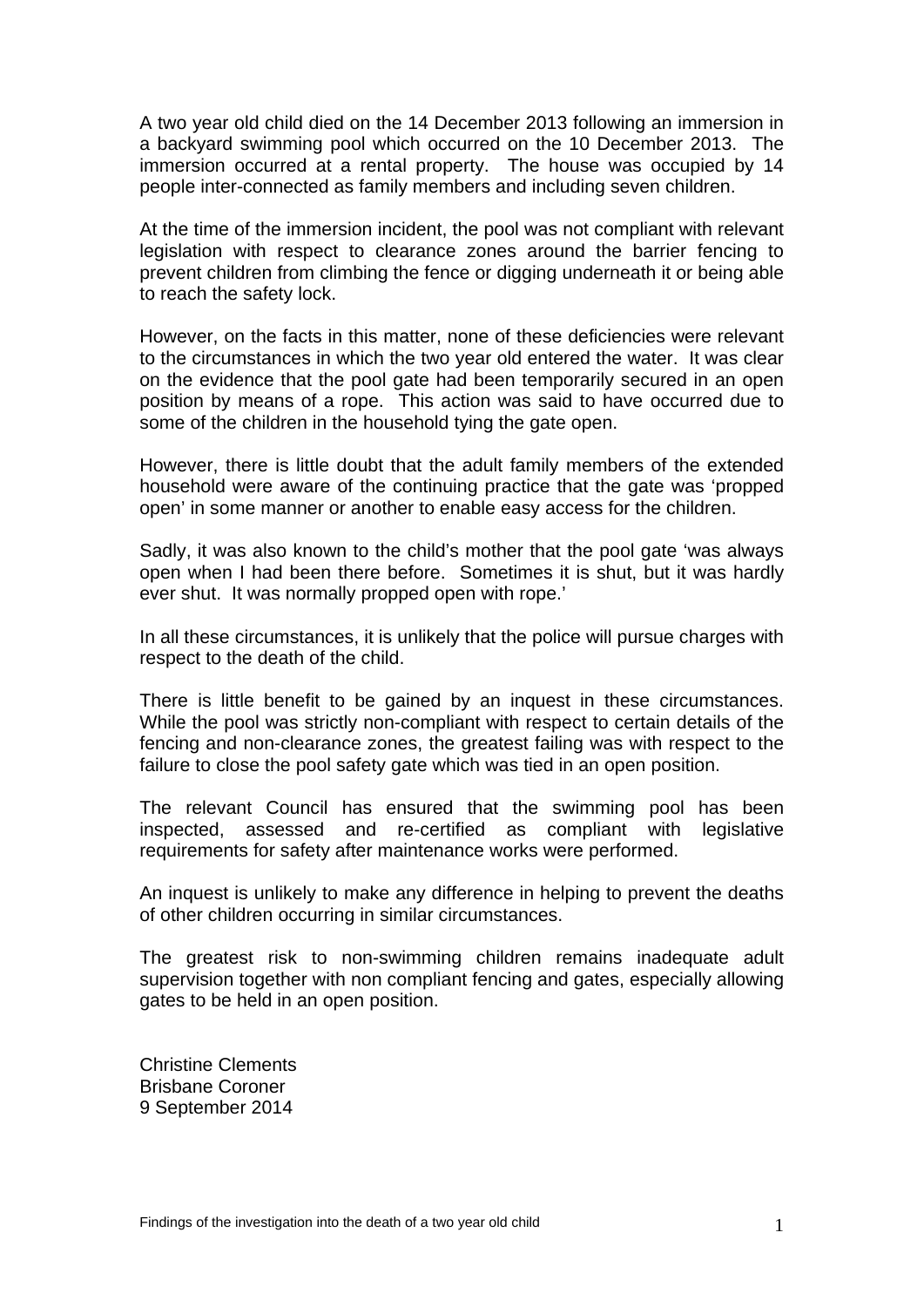A two year old child died on the 14 December 2013 following an immersion in a backyard swimming pool which occurred on the 10 December 2013. The immersion occurred at a rental property. The house was occupied by 14 people inter-connected as family members and including seven children.

At the time of the immersion incident, the pool was not compliant with relevant legislation with respect to clearance zones around the barrier fencing to prevent children from climbing the fence or digging underneath it or being able to reach the safety lock.

However, on the facts in this matter, none of these deficiencies were relevant to the circumstances in which the two year old entered the water. It was clear on the evidence that the pool gate had been temporarily secured in an open position by means of a rope. This action was said to have occurred due to some of the children in the household tying the gate open.

However, there is little doubt that the adult family members of the extended household were aware of the continuing practice that the gate was 'propped open' in some manner or another to enable easy access for the children.

Sadly, it was also known to the child's mother that the pool gate 'was always open when I had been there before. Sometimes it is shut, but it was hardly ever shut. It was normally propped open with rope.'

In all these circumstances, it is unlikely that the police will pursue charges with respect to the death of the child.

There is little benefit to be gained by an inquest in these circumstances. While the pool was strictly non-compliant with respect to certain details of the fencing and non-clearance zones, the greatest failing was with respect to the failure to close the pool safety gate which was tied in an open position.

The relevant Council has ensured that the swimming pool has been inspected, assessed and re-certified as compliant with legislative requirements for safety after maintenance works were performed.

An inquest is unlikely to make any difference in helping to prevent the deaths of other children occurring in similar circumstances.

The greatest risk to non-swimming children remains inadequate adult supervision together with non compliant fencing and gates, especially allowing gates to be held in an open position.

Christine Clements
Brisbane Coroner
9 September 2014